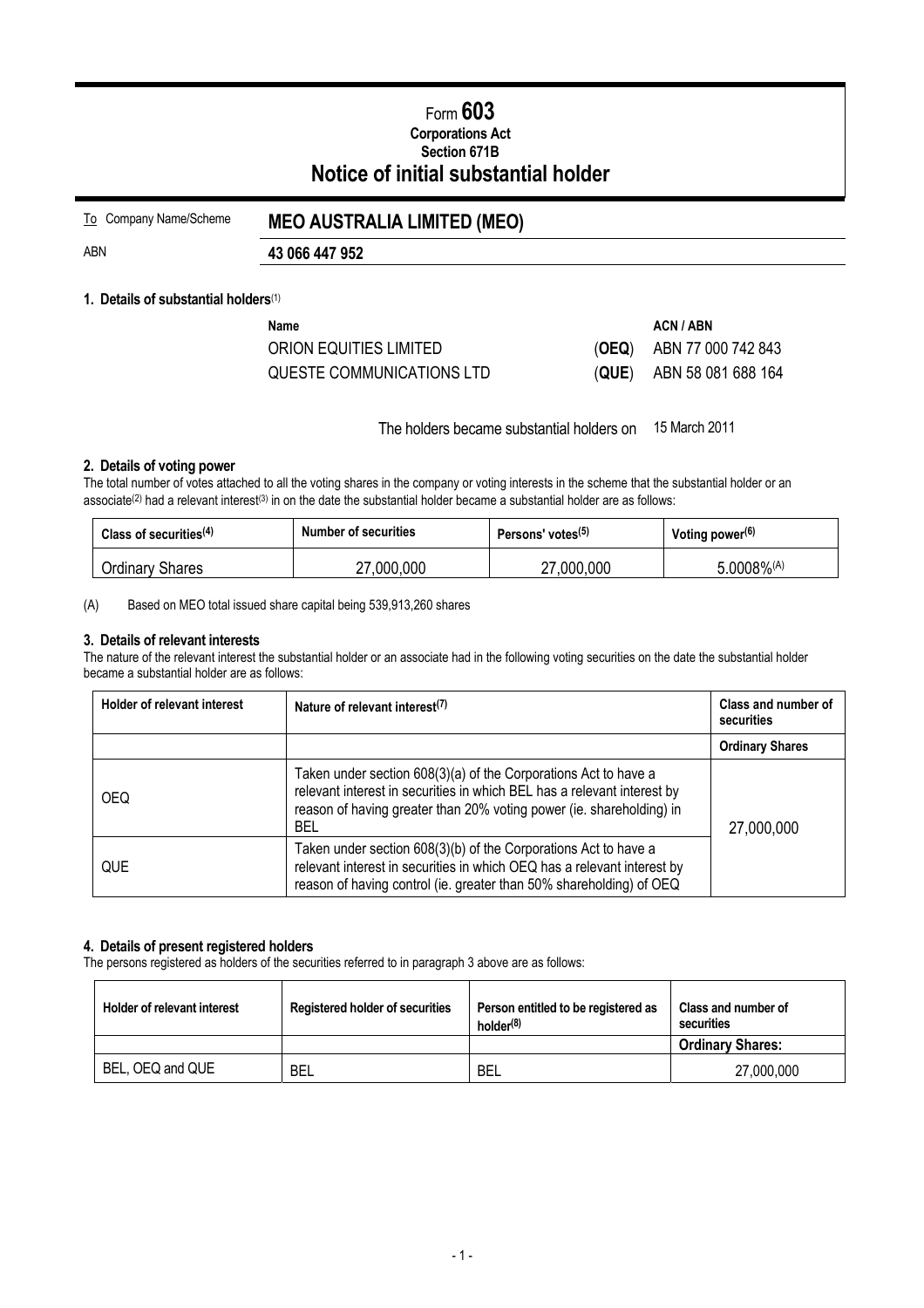# Form 603

**Corporations Act**
**Section 671B**

# Notice of initial substantial holder

To Company Name/Scheme **MEO AUSTRALIA LIMITED (MEO)**

ABN **43 066 447 952**

### 1. Details of substantial holders[(1)]

| Name | | ACN / ABN |
|---|---|---|
| ORION EQUITIES LIMITED | (**OEQ**) | ABN 77 000 742 843 |
| QUESTE COMMUNICATIONS LTD | (**QUE**) | ABN 58 081 688 164 |

The holders became substantial holders on 15 March 2011

### 2. Details of voting power

The total number of votes attached to all the voting shares in the company or voting interests in the scheme that the substantial holder or an associate[(2)] had a relevant interest[(3)] in on the date the substantial holder became a substantial holder are as follows:

| Class of securities[(4)] | Number of securities | Persons' votes[(5)] | Voting power[(6)] |
|---|---|---|---|
| Ordinary Shares | 27,000,000 | 27,000,000 | 5.0008%[(A)] |

(A) Based on MEO total issued share capital being 539,913,260 shares

### 3. Details of relevant interests

The nature of the relevant interest the substantial holder or an associate had in the following voting securities on the date the substantial holder became a substantial holder are as follows:

| Holder of relevant interest | Nature of relevant interest[(7)] | Class and number of securities |
|---|---|---|
| | | **Ordinary Shares** |
| OEQ | Taken under section 608(3)(a) of the Corporations Act to have a relevant interest in securities in which BEL has a relevant interest by reason of having greater than 20% voting power (ie. shareholding) in BEL | 27,000,000 |
| QUE | Taken under section 608(3)(b) of the Corporations Act to have a relevant interest in securities in which OEQ has a relevant interest by reason of having control (ie. greater than 50% shareholding) of OEQ | |

### 4. Details of present registered holders

The persons registered as holders of the securities referred to in paragraph 3 above are as follows:

| Holder of relevant interest | Registered holder of securities | Person entitled to be registered as holder[(8)] | Class and number of securities |
|---|---|---|---|
| | | | **Ordinary Shares:** |
| BEL, OEQ and QUE | BEL | BEL | 27,000,000 |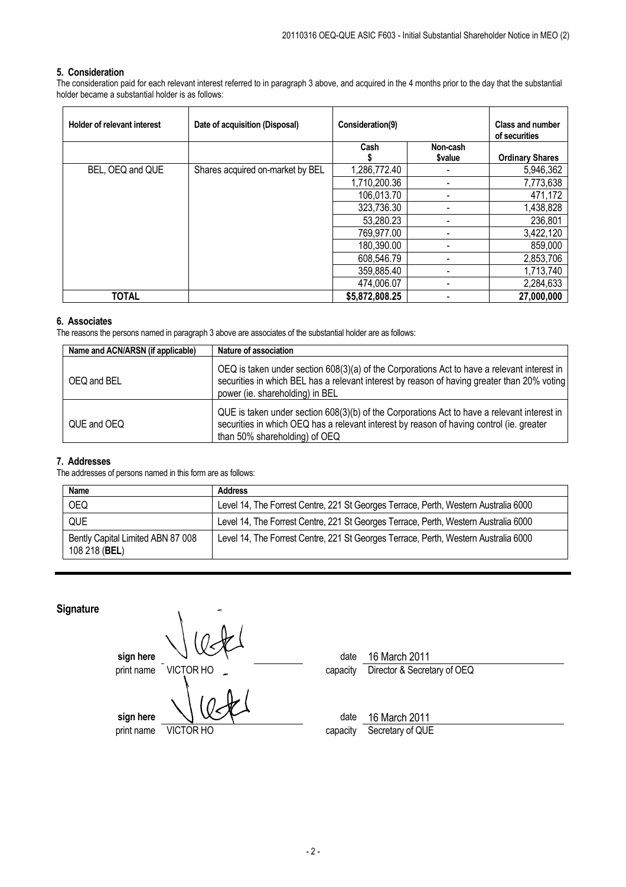## 5. Consideration

The consideration paid for each relevant interest referred to in paragraph 3 above, and acquired in the 4 months prior to the day that the substantial holder became a substantial holder is as follows:

| Holder of relevant interest | Date of acquisition (Disposal) | Consideration(9) | | Class and number of securities |
|---|---|---|---|---|
| | | Cash $ | Non-cash $value | Ordinary Shares |
| BEL, OEQ and QUE | Shares acquired on-market by BEL | 1,286,772.40 | - | 5,946,362 |
| | | 1,710,200.36 | - | 7,773,638 |
| | | 106,013.70 | - | 471,172 |
| | | 323,736.30 | - | 1,438,828 |
| | | 53,280.23 | - | 236,801 |
| | | 769,977.00 | - | 3,422,120 |
| | | 180,390.00 | - | 859,000 |
| | | 608,546.79 | - | 2,853,706 |
| | | 359,885.40 | - | 1,713,740 |
| | | 474,006.07 | - | 2,284,633 |
| **TOTAL** | | **$5,872,808.25** | - | **27,000,000** |

## 6. Associates

The reasons the persons named in paragraph 3 above are associates of the substantial holder are as follows:

| Name and ACN/ARSN (if applicable) | Nature of association |
|---|---|
| OEQ and BEL | OEQ is taken under section 608(3)(a) of the Corporations Act to have a relevant interest in securities in which BEL has a relevant interest by reason of having greater than 20% voting power (ie. shareholding) in BEL |
| QUE and OEQ | QUE is taken under section 608(3)(b) of the Corporations Act to have a relevant interest in securities in which OEQ has a relevant interest by reason of having control (ie. greater than 50% shareholding) of OEQ |

## 7. Addresses

The addresses of persons named in this form are as follows:

| Name | Address |
|---|---|
| OEQ | Level 14, The Forrest Centre, 221 St Georges Terrace, Perth, Western Australia 6000 |
| QUE | Level 14, The Forrest Centre, 221 St Georges Terrace, Perth, Western Australia 6000 |
| Bently Capital Limited ABN 87 008 108 218 (**BEL**) | Level 14, The Forrest Centre, 221 St Georges Terrace, Perth, Western Australia 6000 |

## Signature

sign here [signature]
print name VICTOR HO
date 16 March 2011
capacity Director & Secretary of OEQ

sign here [signature]
print name VICTOR HO
date 16 March 2011
capacity Secretary of QUE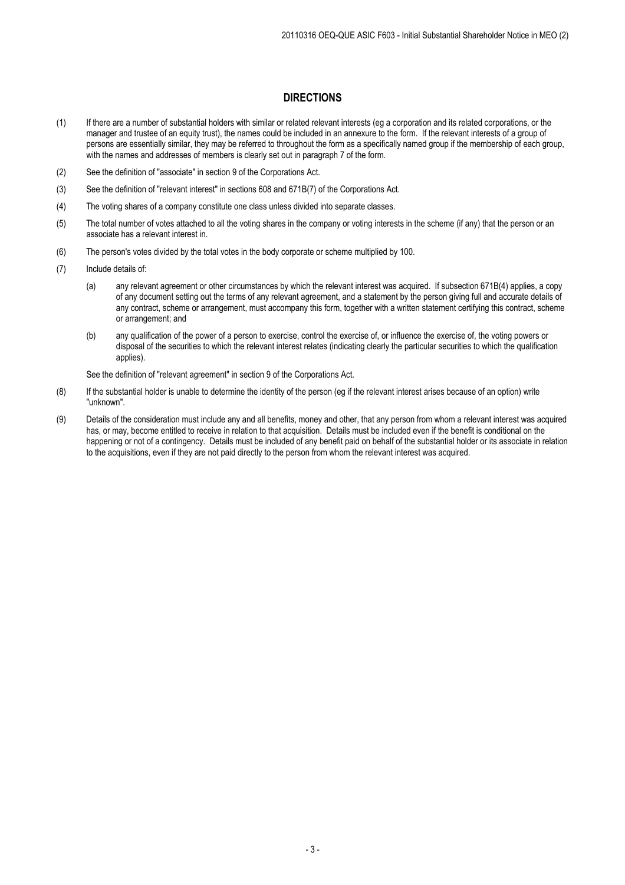## DIRECTIONS

(1) If there are a number of substantial holders with similar or related relevant interests (eg a corporation and its related corporations, or the manager and trustee of an equity trust), the names could be included in an annexure to the form. If the relevant interests of a group of persons are essentially similar, they may be referred to throughout the form as a specifically named group if the membership of each group, with the names and addresses of members is clearly set out in paragraph 7 of the form.

(2) See the definition of "associate" in section 9 of the Corporations Act.

(3) See the definition of "relevant interest" in sections 608 and 671B(7) of the Corporations Act.

(4) The voting shares of a company constitute one class unless divided into separate classes.

(5) The total number of votes attached to all the voting shares in the company or voting interests in the scheme (if any) that the person or an associate has a relevant interest in.

(6) The person's votes divided by the total votes in the body corporate or scheme multiplied by 100.

(7) Include details of:

 (a) any relevant agreement or other circumstances by which the relevant interest was acquired. If subsection 671B(4) applies, a copy of any document setting out the terms of any relevant agreement, and a statement by the person giving full and accurate details of any contract, scheme or arrangement, must accompany this form, together with a written statement certifying this contract, scheme or arrangement; and

 (b) any qualification of the power of a person to exercise, control the exercise of, or influence the exercise of, the voting powers or disposal of the securities to which the relevant interest relates (indicating clearly the particular securities to which the qualification applies).

 See the definition of "relevant agreement" in section 9 of the Corporations Act.

(8) If the substantial holder is unable to determine the identity of the person (eg if the relevant interest arises because of an option) write "unknown".

(9) Details of the consideration must include any and all benefits, money and other, that any person from whom a relevant interest was acquired has, or may, become entitled to receive in relation to that acquisition. Details must be included even if the benefit is conditional on the happening or not of a contingency. Details must be included of any benefit paid on behalf of the substantial holder or its associate in relation to the acquisitions, even if they are not paid directly to the person from whom the relevant interest was acquired.